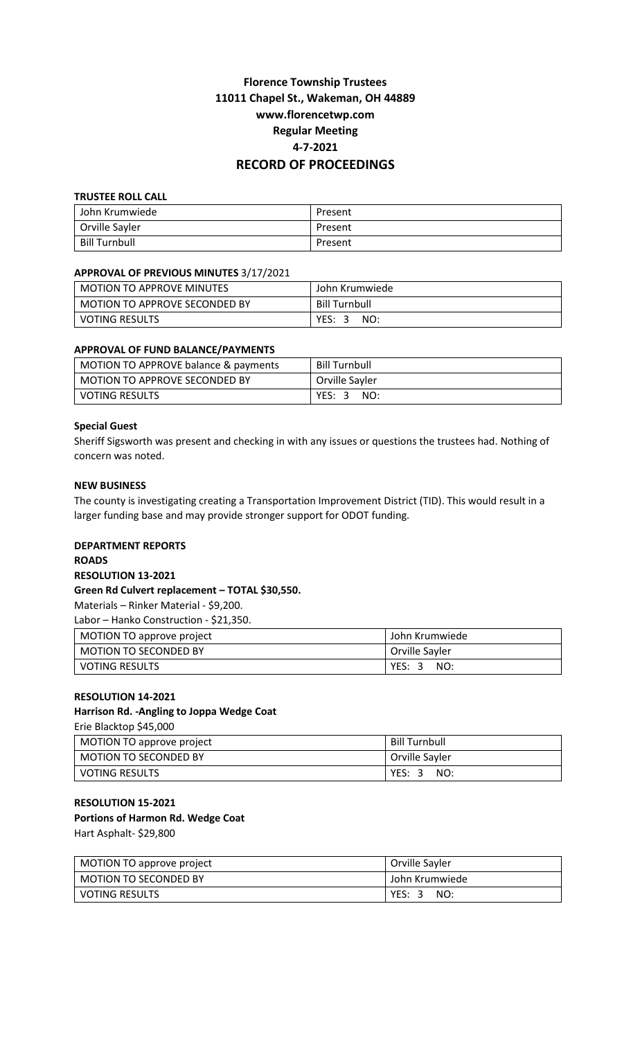# Florence Township Trustees
# 11011 Chapel St., Wakeman, OH 44889
# www.florencetwp.com
# Regular Meeting
# 4-7-2021
# RECORD OF PROCEEDINGS

**TRUSTEE ROLL CALL**

| | |
|---|---|
| John Krumwiede | Present |
| Orville Sayler | Present |
| Bill Turnbull | Present |

**APPROVAL OF PREVIOUS MINUTES** 3/17/2021

| | |
|---|---|
| MOTION TO APPROVE MINUTES | John Krumwiede |
| MOTION TO APPROVE SECONDED BY | Bill Turnbull |
| VOTING RESULTS | YES: 3 NO: |

**APPROVAL OF FUND BALANCE/PAYMENTS**

| | |
|---|---|
| MOTION TO APPROVE balance & payments | Bill Turnbull |
| MOTION TO APPROVE SECONDED BY | Orville Sayler |
| VOTING RESULTS | YES: 3 NO: |

**Special Guest**

Sheriff Sigsworth was present and checking in with any issues or questions the trustees had. Nothing of concern was noted.

**NEW BUSINESS**

The county is investigating creating a Transportation Improvement District (TID). This would result in a larger funding base and may provide stronger support for ODOT funding.

**DEPARTMENT REPORTS**

**ROADS**

**RESOLUTION 13-2021**

**Green Rd Culvert replacement – TOTAL $30,550.**

Materials – Rinker Material - $9,200.

Labor – Hanko Construction - $21,350.

| | |
|---|---|
| MOTION TO approve project | John Krumwiede |
| MOTION TO SECONDED BY | Orville Sayler |
| VOTING RESULTS | YES: 3 NO: |

**RESOLUTION 14-2021**

**Harrison Rd. -Angling to Joppa Wedge Coat**

Erie Blacktop $45,000

| | |
|---|---|
| MOTION TO approve project | Bill Turnbull |
| MOTION TO SECONDED BY | Orville Sayler |
| VOTING RESULTS | YES: 3 NO: |

**RESOLUTION 15-2021**

**Portions of Harmon Rd. Wedge Coat**

Hart Asphalt- $29,800

| | |
|---|---|
| MOTION TO approve project | Orville Sayler |
| MOTION TO SECONDED BY | John Krumwiede |
| VOTING RESULTS | YES: 3 NO: |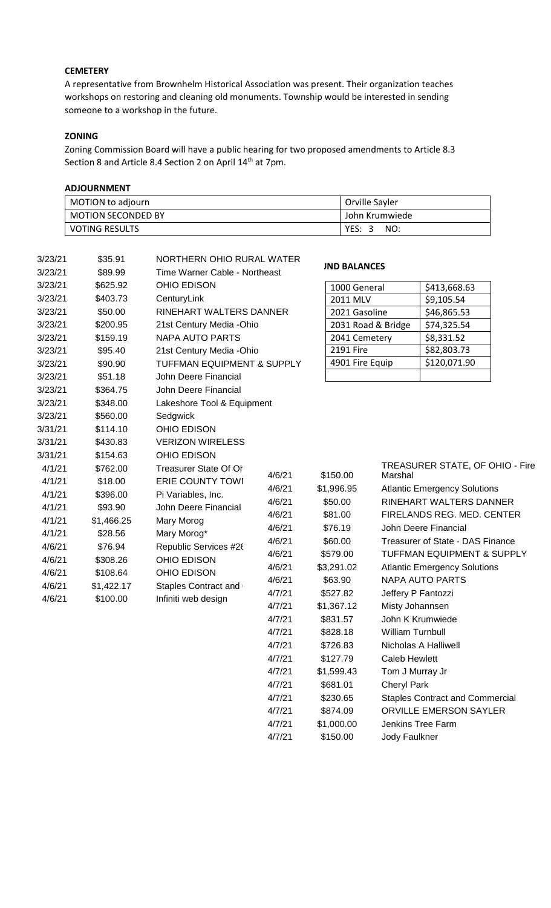**CEMETERY**

A representative from Brownhelm Historical Association was present. Their organization teaches workshops on restoring and cleaning old monuments. Township would be interested in sending someone to a workshop in the future.

**ZONING**

Zoning Commission Board will have a public hearing for two proposed amendments to Article 8.3 Section 8 and Article 8.4 Section 2 on April 14th at 7pm.

**ADJOURNMENT**

| | |
|---|---|
| MOTION to adjourn | Orville Sayler |
| MOTION SECONDED BY | John Krumwiede |
| VOTING RESULTS | YES: 3 NO: |

| | | |
|---|---|---|
| 3/23/21 | $35.91 | NORTHERN OHIO RURAL WATER |
| 3/23/21 | $89.99 | Time Warner Cable - Northeast |
| 3/23/21 | $625.92 | OHIO EDISON |
| 3/23/21 | $403.73 | CenturyLink |
| 3/23/21 | $50.00 | RINEHART WALTERS DANNER |
| 3/23/21 | $200.95 | 21st Century Media -Ohio |
| 3/23/21 | $159.19 | NAPA AUTO PARTS |
| 3/23/21 | $95.40 | 21st Century Media -Ohio |
| 3/23/21 | $90.90 | TUFFMAN EQUIPMENT & SUPPLY |
| 3/23/21 | $51.18 | John Deere Financial |
| 3/23/21 | $364.75 | John Deere Financial |
| 3/23/21 | $348.00 | Lakeshore Tool & Equipment |
| 3/23/21 | $560.00 | Sedgwick |
| 3/31/21 | $114.10 | OHIO EDISON |
| 3/31/21 | $430.83 | VERIZON WIRELESS |
| 3/31/21 | $154.63 | OHIO EDISON |
| 4/1/21 | $762.00 | Treasurer State Of Oh |
| 4/1/21 | $18.00 | ERIE COUNTY TOWI |
| 4/1/21 | $396.00 | Pi Variables, Inc. |
| 4/1/21 | $93.90 | John Deere Financial |
| 4/1/21 | $1,466.25 | Mary Morog |
| 4/1/21 | $28.56 | Mary Morog* |
| 4/6/21 | $76.94 | Republic Services #26 |
| 4/6/21 | $308.26 | OHIO EDISON |
| 4/6/21 | $108.64 | OHIO EDISON |
| 4/6/21 | $1,422.17 | Staples Contract and |
| 4/6/21 | $100.00 | Infiniti web design |
| 4/6/21 | $150.00 | TREASURER STATE, OF OHIO - Fire Marshal |
| 4/6/21 | $1,996.95 | Atlantic Emergency Solutions |
| 4/6/21 | $50.00 | RINEHART WALTERS DANNER |
| 4/6/21 | $81.00 | FIRELANDS REG. MED. CENTER |
| 4/6/21 | $76.19 | John Deere Financial |
| 4/6/21 | $60.00 | Treasurer of State - DAS Finance |
| 4/6/21 | $579.00 | TUFFMAN EQUIPMENT & SUPPLY |
| 4/6/21 | $3,291.02 | Atlantic Emergency Solutions |
| 4/6/21 | $63.90 | NAPA AUTO PARTS |
| 4/7/21 | $527.82 | Jeffery P Fantozzi |
| 4/7/21 | $1,367.12 | Misty Johannsen |
| 4/7/21 | $831.57 | John K Krumwiede |
| 4/7/21 | $828.18 | William Turnbull |
| 4/7/21 | $726.83 | Nicholas A Halliwell |
| 4/7/21 | $127.79 | Caleb Hewlett |
| 4/7/21 | $1,599.43 | Tom J Murray Jr |
| 4/7/21 | $681.01 | Cheryl Park |
| 4/7/21 | $230.65 | Staples Contract and Commercial |
| 4/7/21 | $874.09 | ORVILLE EMERSON SAYLER |
| 4/7/21 | $1,000.00 | Jenkins Tree Farm |
| 4/7/21 | $150.00 | Jody Faulkner |

**JND BALANCES**

| | |
|---|---|
| 1000 General | $413,668.63 |
| 2011 MLV | $9,105.54 |
| 2021 Gasoline | $46,865.53 |
| 2031 Road & Bridge | $74,325.54 |
| 2041 Cemetery | $8,331.52 |
| 2191 Fire | $82,803.73 |
| 4901 Fire Equip | $120,071.90 |